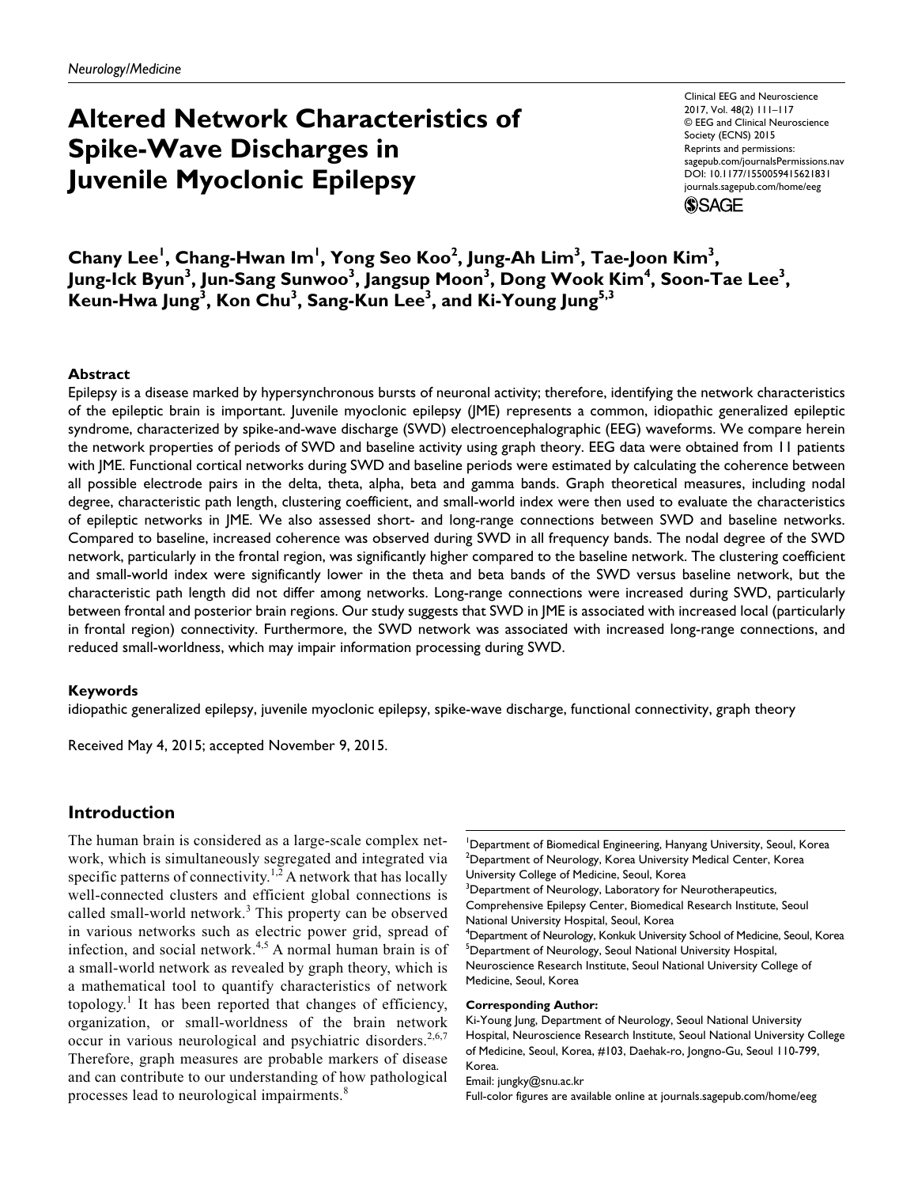Neurology/Medicine

# Altered Network Characteristics of Spike-Wave Discharges in Juvenile Myoclonic Epilepsy

Clinical EEG and Neuroscience
2017, Vol. 48(2) 111–117
© EEG and Clinical Neuroscience Society (ECNS) 2015
Reprints and permissions: sagepub.com/journalsPermissions.nav
DOI: 10.1177/1550059415621831
journals.sagepub.com/home/eeg

**Chany Lee[1], Chang-Hwan Im[1], Yong Seo Koo[2], Jung-Ah Lim[3], Tae-Joon Kim[3], Jung-Ick Byun[3], Jun-Sang Sunwoo[3], Jangsup Moon[3], Dong Wook Kim[4], Soon-Tae Lee[3], Keun-Hwa Jung[3], Kon Chu[3], Sang-Kun Lee[3], and Ki-Young Jung[5,3]**

## Abstract

Epilepsy is a disease marked by hypersynchronous bursts of neuronal activity; therefore, identifying the network characteristics of the epileptic brain is important. Juvenile myoclonic epilepsy (JME) represents a common, idiopathic generalized epileptic syndrome, characterized by spike-and-wave discharge (SWD) electroencephalographic (EEG) waveforms. We compare herein the network properties of periods of SWD and baseline activity using graph theory. EEG data were obtained from 11 patients with JME. Functional cortical networks during SWD and baseline periods were estimated by calculating the coherence between all possible electrode pairs in the delta, theta, alpha, beta and gamma bands. Graph theoretical measures, including nodal degree, characteristic path length, clustering coefficient, and small-world index were then used to evaluate the characteristics of epileptic networks in JME. We also assessed short- and long-range connections between SWD and baseline networks. Compared to baseline, increased coherence was observed during SWD in all frequency bands. The nodal degree of the SWD network, particularly in the frontal region, was significantly higher compared to the baseline network. The clustering coefficient and small-world index were significantly lower in the theta and beta bands of the SWD versus baseline network, but the characteristic path length did not differ among networks. Long-range connections were increased during SWD, particularly between frontal and posterior brain regions. Our study suggests that SWD in JME is associated with increased local (particularly in frontal region) connectivity. Furthermore, the SWD network was associated with increased long-range connections, and reduced small-worldness, which may impair information processing during SWD.

## Keywords

idiopathic generalized epilepsy, juvenile myoclonic epilepsy, spike-wave discharge, functional connectivity, graph theory

Received May 4, 2015; accepted November 9, 2015.

## Introduction

The human brain is considered as a large-scale complex network, which is simultaneously segregated and integrated via specific patterns of connectivity.[1,2] A network that has locally well-connected clusters and efficient global connections is called small-world network.[3] This property can be observed in various networks such as electric power grid, spread of infection, and social network.[4,5] A normal human brain is of a small-world network as revealed by graph theory, which is a mathematical tool to quantify characteristics of network topology.[1] It has been reported that changes of efficiency, organization, or small-worldness of the brain network occur in various neurological and psychiatric disorders.[2,6,7] Therefore, graph measures are probable markers of disease and can contribute to our understanding of how pathological processes lead to neurological impairments.[8]

[1]Department of Biomedical Engineering, Hanyang University, Seoul, Korea
[2]Department of Neurology, Korea University Medical Center, Korea University College of Medicine, Seoul, Korea
[3]Department of Neurology, Laboratory for Neurotherapeutics, Comprehensive Epilepsy Center, Biomedical Research Institute, Seoul National University Hospital, Seoul, Korea
[4]Department of Neurology, Konkuk University School of Medicine, Seoul, Korea
[5]Department of Neurology, Seoul National University Hospital, Neuroscience Research Institute, Seoul National University College of Medicine, Seoul, Korea

**Corresponding Author:**
Ki-Young Jung, Department of Neurology, Seoul National University Hospital, Neuroscience Research Institute, Seoul National University College of Medicine, Seoul, Korea, #103, Daehak-ro, Jongno-Gu, Seoul 110-799, Korea.
Email: jungky@snu.ac.kr
Full-color figures are available online at journals.sagepub.com/home/eeg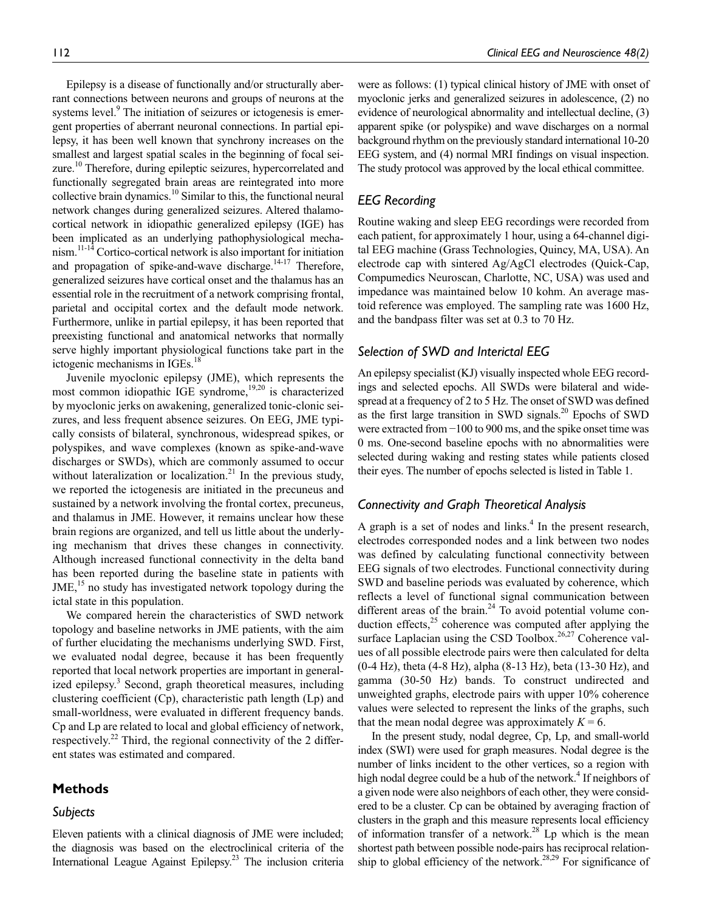Epilepsy is a disease of functionally and/or structurally aberrant connections between neurons and groups of neurons at the systems level.[9] The initiation of seizures or ictogenesis is emergent properties of aberrant neuronal connections. In partial epilepsy, it has been well known that synchrony increases on the smallest and largest spatial scales in the beginning of focal seizure.[10] Therefore, during epileptic seizures, hypercorrelated and functionally segregated brain areas are reintegrated into more collective brain dynamics.[10] Similar to this, the functional neural network changes during generalized seizures. Altered thalamocortical network in idiopathic generalized epilepsy (IGE) has been implicated as an underlying pathophysiological mechanism.[11-14] Cortico-cortical network is also important for initiation and propagation of spike-and-wave discharge.[14-17] Therefore, generalized seizures have cortical onset and the thalamus has an essential role in the recruitment of a network comprising frontal, parietal and occipital cortex and the default mode network. Furthermore, unlike in partial epilepsy, it has been reported that preexisting functional and anatomical networks that normally serve highly important physiological functions take part in the ictogenic mechanisms in IGEs.[18]

Juvenile myoclonic epilepsy (JME), which represents the most common idiopathic IGE syndrome,[19,20] is characterized by myoclonic jerks on awakening, generalized tonic-clonic seizures, and less frequent absence seizures. On EEG, JME typically consists of bilateral, synchronous, widespread spikes, or polyspikes, and wave complexes (known as spike-and-wave discharges or SWDs), which are commonly assumed to occur without lateralization or localization.[21] In the previous study, we reported the ictogenesis are initiated in the precuneus and sustained by a network involving the frontal cortex, precuneus, and thalamus in JME. However, it remains unclear how these brain regions are organized, and tell us little about the underlying mechanism that drives these changes in connectivity. Although increased functional connectivity in the delta band has been reported during the baseline state in patients with JME,[15] no study has investigated network topology during the ictal state in this population.

We compared herein the characteristics of SWD network topology and baseline networks in JME patients, with the aim of further elucidating the mechanisms underlying SWD. First, we evaluated nodal degree, because it has been frequently reported that local network properties are important in generalized epilepsy.[3] Second, graph theoretical measures, including clustering coefficient (Cp), characteristic path length (Lp) and small-worldness, were evaluated in different frequency bands. Cp and Lp are related to local and global efficiency of network, respectively.[22] Third, the regional connectivity of the 2 different states was estimated and compared.

## Methods

### Subjects

Eleven patients with a clinical diagnosis of JME were included; the diagnosis was based on the electroclinical criteria of the International League Against Epilepsy.[23] The inclusion criteria were as follows: (1) typical clinical history of JME with onset of myoclonic jerks and generalized seizures in adolescence, (2) no evidence of neurological abnormality and intellectual decline, (3) apparent spike (or polyspike) and wave discharges on a normal background rhythm on the previously standard international 10-20 EEG system, and (4) normal MRI findings on visual inspection. The study protocol was approved by the local ethical committee.

### EEG Recording

Routine waking and sleep EEG recordings were recorded from each patient, for approximately 1 hour, using a 64-channel digital EEG machine (Grass Technologies, Quincy, MA, USA). An electrode cap with sintered Ag/AgCl electrodes (Quick-Cap, Compumedics Neuroscan, Charlotte, NC, USA) was used and impedance was maintained below 10 kohm. An average mastoid reference was employed. The sampling rate was 1600 Hz, and the bandpass filter was set at 0.3 to 70 Hz.

### Selection of SWD and Interictal EEG

An epilepsy specialist (KJ) visually inspected whole EEG recordings and selected epochs. All SWDs were bilateral and widespread at a frequency of 2 to 5 Hz. The onset of SWD was defined as the first large transition in SWD signals.[20] Epochs of SWD were extracted from −100 to 900 ms, and the spike onset time was 0 ms. One-second baseline epochs with no abnormalities were selected during waking and resting states while patients closed their eyes. The number of epochs selected is listed in Table 1.

### Connectivity and Graph Theoretical Analysis

A graph is a set of nodes and links.[4] In the present research, electrodes corresponded nodes and a link between two nodes was defined by calculating functional connectivity between EEG signals of two electrodes. Functional connectivity during SWD and baseline periods was evaluated by coherence, which reflects a level of functional signal communication between different areas of the brain.[24] To avoid potential volume conduction effects,[25] coherence was computed after applying the surface Laplacian using the CSD Toolbox.[26,27] Coherence values of all possible electrode pairs were then calculated for delta (0-4 Hz), theta (4-8 Hz), alpha (8-13 Hz), beta (13-30 Hz), and gamma (30-50 Hz) bands. To construct undirected and unweighted graphs, electrode pairs with upper 10% coherence values were selected to represent the links of the graphs, such that the mean nodal degree was approximately $K = 6$.

In the present study, nodal degree, Cp, Lp, and small-world index (SWI) were used for graph measures. Nodal degree is the number of links incident to the other vertices, so a region with high nodal degree could be a hub of the network.[4] If neighbors of a given node were also neighbors of each other, they were considered to be a cluster. Cp can be obtained by averaging fraction of clusters in the graph and this measure represents local efficiency of information transfer of a network.[28] Lp which is the mean shortest path between possible node-pairs has reciprocal relationship to global efficiency of the network.[28,29] For significance of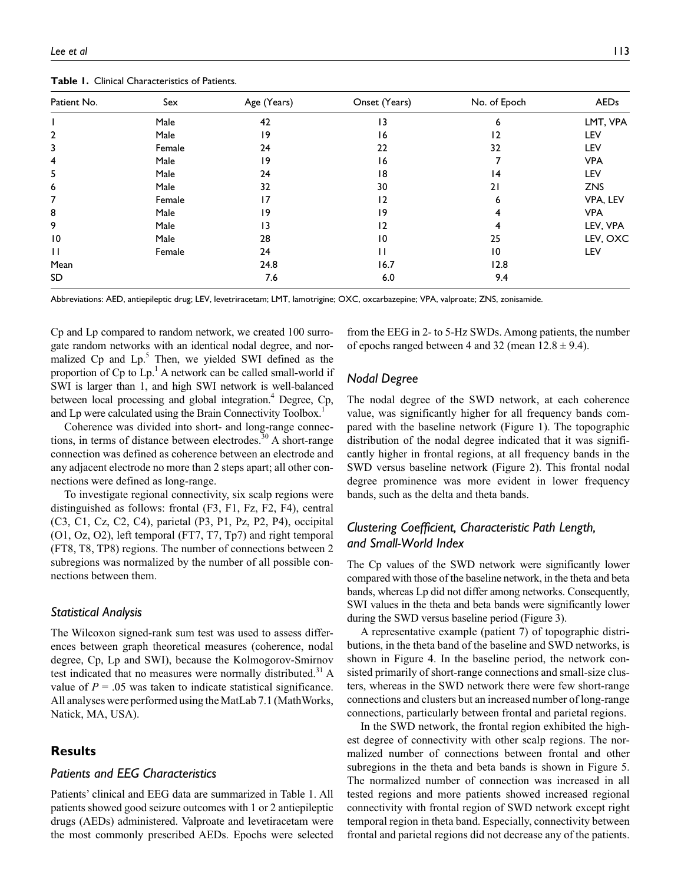**Table 1.** Clinical Characteristics of Patients.

| Patient No. | Sex | Age (Years) | Onset (Years) | No. of Epoch | AEDs |
|---|---|---|---|---|---|
| 1 | Male | 42 | 13 | 6 | LMT, VPA |
| 2 | Male | 19 | 16 | 12 | LEV |
| 3 | Female | 24 | 22 | 32 | LEV |
| 4 | Male | 19 | 16 | 7 | VPA |
| 5 | Male | 24 | 18 | 14 | LEV |
| 6 | Male | 32 | 30 | 21 | ZNS |
| 7 | Female | 17 | 12 | 6 | VPA, LEV |
| 8 | Male | 19 | 19 | 4 | VPA |
| 9 | Male | 13 | 12 | 4 | LEV, VPA |
| 10 | Male | 28 | 10 | 25 | LEV, OXC |
| 11 | Female | 24 | 11 | 10 | LEV |
| Mean | | 24.8 | 16.7 | 12.8 | |
| SD | | 7.6 | 6.0 | 9.4 | |

Abbreviations: AED, antiepileptic drug; LEV, levetriracetam; LMT, lamotrigine; OXC, oxcarbazepine; VPA, valproate; ZNS, zonisamide.

Cp and Lp compared to random network, we created 100 surrogate random networks with an identical nodal degree, and normalized Cp and Lp.[5] Then, we yielded SWI defined as the proportion of Cp to Lp.[1] A network can be called small-world if SWI is larger than 1, and high SWI network is well-balanced between local processing and global integration.[4] Degree, Cp, and Lp were calculated using the Brain Connectivity Toolbox.[1]

Coherence was divided into short- and long-range connections, in terms of distance between electrodes.[30] A short-range connection was defined as coherence between an electrode and any adjacent electrode no more than 2 steps apart; all other connections were defined as long-range.

To investigate regional connectivity, six scalp regions were distinguished as follows: frontal (F3, F1, Fz, F2, F4), central (C3, C1, Cz, C2, C4), parietal (P3, P1, Pz, P2, P4), occipital (O1, Oz, O2), left temporal (FT7, T7, Tp7) and right temporal (FT8, T8, TP8) regions. The number of connections between 2 subregions was normalized by the number of all possible connections between them.

### *Statistical Analysis*

The Wilcoxon signed-rank sum test was used to assess differences between graph theoretical measures (coherence, nodal degree, Cp, Lp and SWI), because the Kolmogorov-Smirnov test indicated that no measures were normally distributed.[31] A value of $P = .05$ was taken to indicate statistical significance. All analyses were performed using the MatLab 7.1 (MathWorks, Natick, MA, USA).

## Results

### *Patients and EEG Characteristics*

Patients' clinical and EEG data are summarized in Table 1. All patients showed good seizure outcomes with 1 or 2 antiepileptic drugs (AEDs) administered. Valproate and levetiracetam were the most commonly prescribed AEDs. Epochs were selected from the EEG in 2- to 5-Hz SWDs. Among patients, the number of epochs ranged between 4 and 32 (mean $12.8 \pm 9.4$).

### *Nodal Degree*

The nodal degree of the SWD network, at each coherence value, was significantly higher for all frequency bands compared with the baseline network (Figure 1). The topographic distribution of the nodal degree indicated that it was significantly higher in frontal regions, at all frequency bands in the SWD versus baseline network (Figure 2). This frontal nodal degree prominence was more evident in lower frequency bands, such as the delta and theta bands.

### *Clustering Coefficient, Characteristic Path Length, and Small-World Index*

The Cp values of the SWD network were significantly lower compared with those of the baseline network, in the theta and beta bands, whereas Lp did not differ among networks. Consequently, SWI values in the theta and beta bands were significantly lower during the SWD versus baseline period (Figure 3).

A representative example (patient 7) of topographic distributions, in the theta band of the baseline and SWD networks, is shown in Figure 4. In the baseline period, the network consisted primarily of short-range connections and small-size clusters, whereas in the SWD network there were few short-range connections and clusters but an increased number of long-range connections, particularly between frontal and parietal regions.

In the SWD network, the frontal region exhibited the highest degree of connectivity with other scalp regions. The normalized number of connections between frontal and other subregions in the theta and beta bands is shown in Figure 5. The normalized number of connection was increased in all tested regions and more patients showed increased regional connectivity with frontal region of SWD network except right temporal region in theta band. Especially, connectivity between frontal and parietal regions did not decrease any of the patients.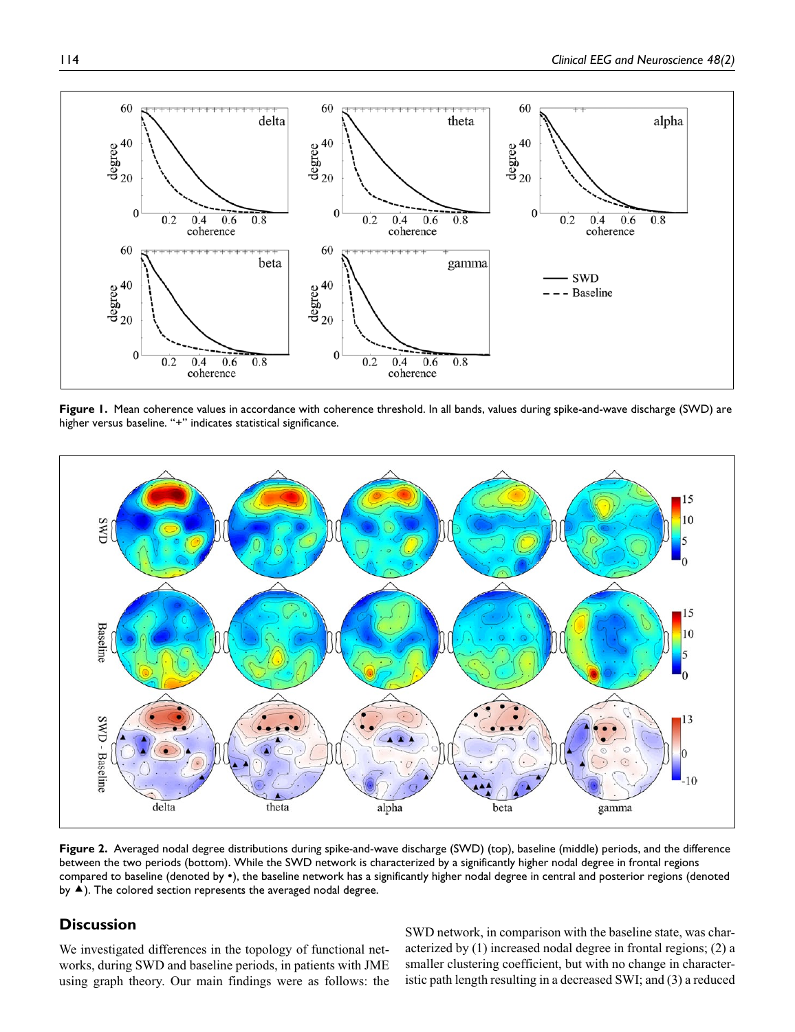**Figure 1.** Mean coherence values in accordance with coherence threshold. In all bands, values during spike-and-wave discharge (SWD) are higher versus baseline. "+" indicates statistical significance.

**Figure 2.** Averaged nodal degree distributions during spike-and-wave discharge (SWD) (top), baseline (middle) periods, and the difference between the two periods (bottom). While the SWD network is characterized by a significantly higher nodal degree in frontal regions compared to baseline (denoted by •), the baseline network has a significantly higher nodal degree in central and posterior regions (denoted by ▲). The colored section represents the averaged nodal degree.

## Discussion

We investigated differences in the topology of functional networks, during SWD and baseline periods, in patients with JME using graph theory. Our main findings were as follows: the SWD network, in comparison with the baseline state, was characterized by (1) increased nodal degree in frontal regions; (2) a smaller clustering coefficient, but with no change in characteristic path length resulting in a decreased SWI; and (3) a reduced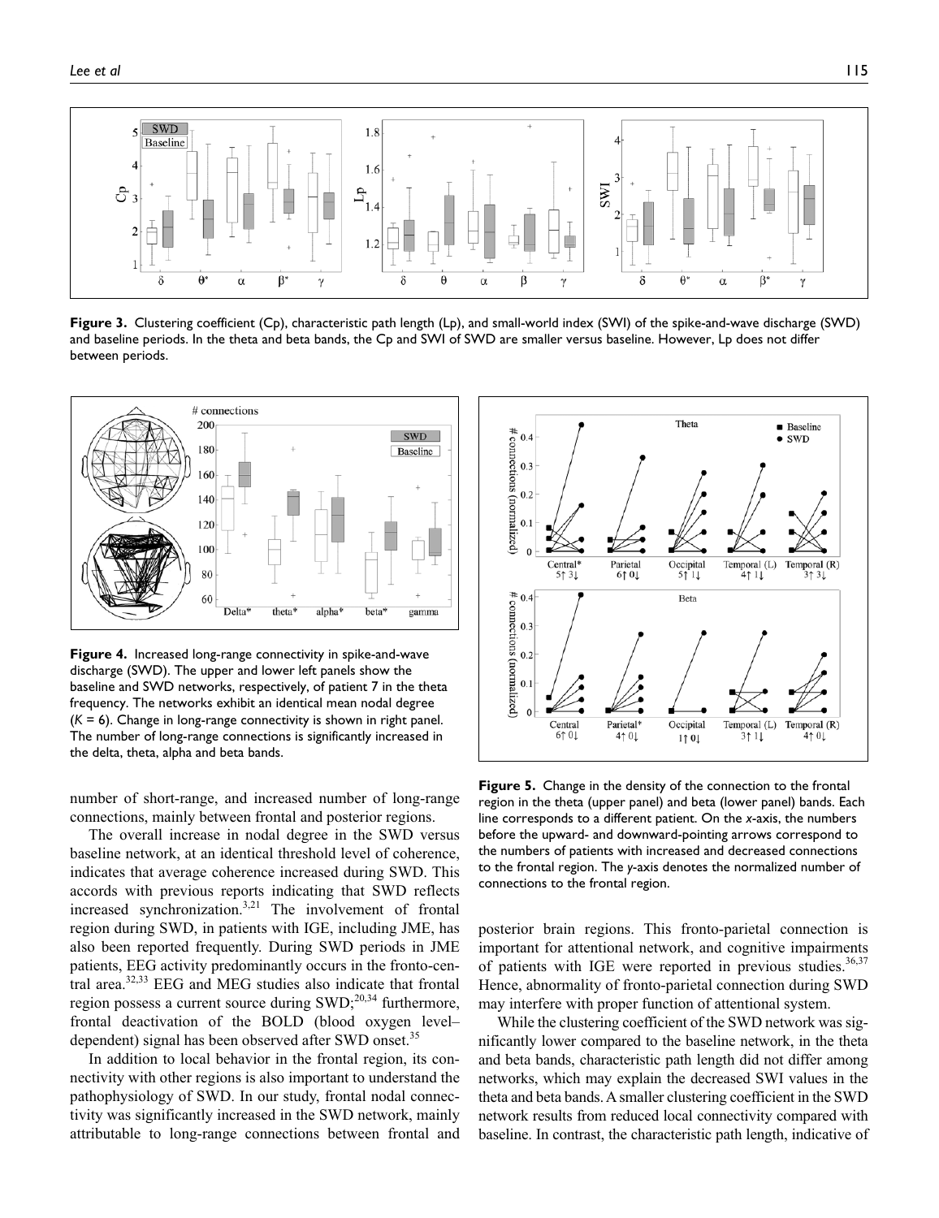**Figure 3.** Clustering coefficient (Cp), characteristic path length (Lp), and small-world index (SWI) of the spike-and-wave discharge (SWD) and baseline periods. In the theta and beta bands, the Cp and SWI of SWD are smaller versus baseline. However, Lp does not differ between periods.

**Figure 4.** Increased long-range connectivity in spike-and-wave discharge (SWD). The upper and lower left panels show the baseline and SWD networks, respectively, of patient 7 in the theta frequency. The networks exhibit an identical mean nodal degree ($K = 6$). Change in long-range connectivity is shown in right panel. The number of long-range connections is significantly increased in the delta, theta, alpha and beta bands.

**Figure 5.** Change in the density of the connection to the frontal region in the theta (upper panel) and beta (lower panel) bands. Each line corresponds to a different patient. On the *x*-axis, the numbers before the upward- and downward-pointing arrows correspond to the numbers of patients with increased and decreased connections to the frontal region. The *y*-axis denotes the normalized number of connections to the frontal region.

number of short-range, and increased number of long-range connections, mainly between frontal and posterior regions.

The overall increase in nodal degree in the SWD versus baseline network, at an identical threshold level of coherence, indicates that average coherence increased during SWD. This accords with previous reports indicating that SWD reflects increased synchronization.[3,21] The involvement of frontal region during SWD, in patients with IGE, including JME, has also been reported frequently. During SWD periods in JME patients, EEG activity predominantly occurs in the fronto-central area.[32,33] EEG and MEG studies also indicate that frontal region possess a current source during SWD;[20,34] furthermore, frontal deactivation of the BOLD (blood oxygen level–dependent) signal has been observed after SWD onset.[35]

In addition to local behavior in the frontal region, its connectivity with other regions is also important to understand the pathophysiology of SWD. In our study, frontal nodal connectivity was significantly increased in the SWD network, mainly attributable to long-range connections between frontal and posterior brain regions. This fronto-parietal connection is important for attentional network, and cognitive impairments of patients with IGE were reported in previous studies.[36,37] Hence, abnormality of fronto-parietal connection during SWD may interfere with proper function of attentional system.

While the clustering coefficient of the SWD network was significantly lower compared to the baseline network, in the theta and beta bands, characteristic path length did not differ among networks, which may explain the decreased SWI values in the theta and beta bands. A smaller clustering coefficient in the SWD network results from reduced local connectivity compared with baseline. In contrast, the characteristic path length, indicative of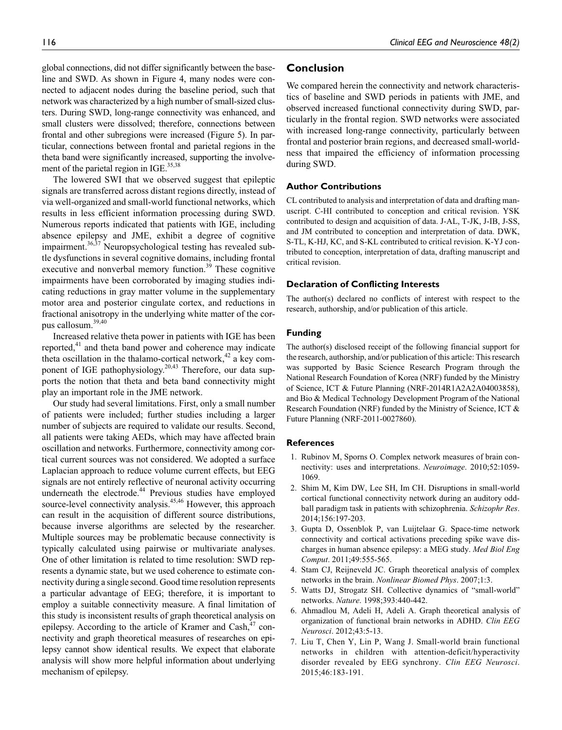global connections, did not differ significantly between the baseline and SWD. As shown in Figure 4, many nodes were connected to adjacent nodes during the baseline period, such that network was characterized by a high number of small-sized clusters. During SWD, long-range connectivity was enhanced, and small clusters were dissolved; therefore, connections between frontal and other subregions were increased (Figure 5). In particular, connections between frontal and parietal regions in the theta band were significantly increased, supporting the involvement of the parietal region in IGE.[35,38]

The lowered SWI that we observed suggest that epileptic signals are transferred across distant regions directly, instead of via well-organized and small-world functional networks, which results in less efficient information processing during SWD. Numerous reports indicated that patients with IGE, including absence epilepsy and JME, exhibit a degree of cognitive impairment.[36,37] Neuropsychological testing has revealed subtle dysfunctions in several cognitive domains, including frontal executive and nonverbal memory function.[39] These cognitive impairments have been corroborated by imaging studies indicating reductions in gray matter volume in the supplementary motor area and posterior cingulate cortex, and reductions in fractional anisotropy in the underlying white matter of the corpus callosum.[39,40]

Increased relative theta power in patients with IGE has been reported,[41] and theta band power and coherence may indicate theta oscillation in the thalamo-cortical network,[42] a key component of IGE pathophysiology.[20,43] Therefore, our data supports the notion that theta and beta band connectivity might play an important role in the JME network.

Our study had several limitations. First, only a small number of patients were included; further studies including a larger number of subjects are required to validate our results. Second, all patients were taking AEDs, which may have affected brain oscillation and networks. Furthermore, connectivity among cortical current sources was not considered. We adopted a surface Laplacian approach to reduce volume current effects, but EEG signals are not entirely reflective of neuronal activity occurring underneath the electrode.[44] Previous studies have employed source-level connectivity analysis.[45,46] However, this approach can result in the acquisition of different source distributions, because inverse algorithms are selected by the researcher. Multiple sources may be problematic because connectivity is typically calculated using pairwise or multivariate analyses. One of other limitation is related to time resolution: SWD represents a dynamic state, but we used coherence to estimate connectivity during a single second. Good time resolution represents a particular advantage of EEG; therefore, it is important to employ a suitable connectivity measure. A final limitation of this study is inconsistent results of graph theoretical analysis on epilepsy. According to the article of Kramer and Cash,[47] connectivity and graph theoretical measures of researches on epilepsy cannot show identical results. We expect that elaborate analysis will show more helpful information about underlying mechanism of epilepsy.

## Conclusion

We compared herein the connectivity and network characteristics of baseline and SWD periods in patients with JME, and observed increased functional connectivity during SWD, particularly in the frontal region. SWD networks were associated with increased long-range connectivity, particularly between frontal and posterior brain regions, and decreased small-worldness that impaired the efficiency of information processing during SWD.

### Author Contributions

CL contributed to analysis and interpretation of data and drafting manuscript. C-HI contributed to conception and critical revision. YSK contributed to design and acquisition of data. J-AL, T-JK, J-IB, J-SS, and JM contributed to conception and interpretation of data. DWK, S-TL, K-HJ, KC, and S-KL contributed to critical revision. K-YJ contributed to conception, interpretation of data, drafting manuscript and critical revision.

### Declaration of Conflicting Interests

The author(s) declared no conflicts of interest with respect to the research, authorship, and/or publication of this article.

### Funding

The author(s) disclosed receipt of the following financial support for the research, authorship, and/or publication of this article: This research was supported by Basic Science Research Program through the National Research Foundation of Korea (NRF) funded by the Ministry of Science, ICT & Future Planning (NRF-2014R1A2A2A04003858), and Bio & Medical Technology Development Program of the National Research Foundation (NRF) funded by the Ministry of Science, ICT & Future Planning (NRF-2011-0027860).

### References

1. Rubinov M, Sporns O. Complex network measures of brain connectivity: uses and interpretations. *Neuroimage*. 2010;52:1059-1069.
2. Shim M, Kim DW, Lee SH, Im CH. Disruptions in small-world cortical functional connectivity network during an auditory oddball paradigm task in patients with schizophrenia. *Schizophr Res*. 2014;156:197-203.
3. Gupta D, Ossenblok P, van Luijtelaar G. Space-time network connectivity and cortical activations preceding spike wave discharges in human absence epilepsy: a MEG study. *Med Biol Eng Comput*. 2011;49:555-565.
4. Stam CJ, Reijneveld JC. Graph theoretical analysis of complex networks in the brain. *Nonlinear Biomed Phys*. 2007;1:3.
5. Watts DJ, Strogatz SH. Collective dynamics of "small-world" networks. *Nature*. 1998;393:440-442.
6. Ahmadlou M, Adeli H, Adeli A. Graph theoretical analysis of organization of functional brain networks in ADHD. *Clin EEG Neurosci*. 2012;43:5-13.
7. Liu T, Chen Y, Lin P, Wang J. Small-world brain functional networks in children with attention-deficit/hyperactivity disorder revealed by EEG synchrony. *Clin EEG Neurosci*. 2015;46:183-191.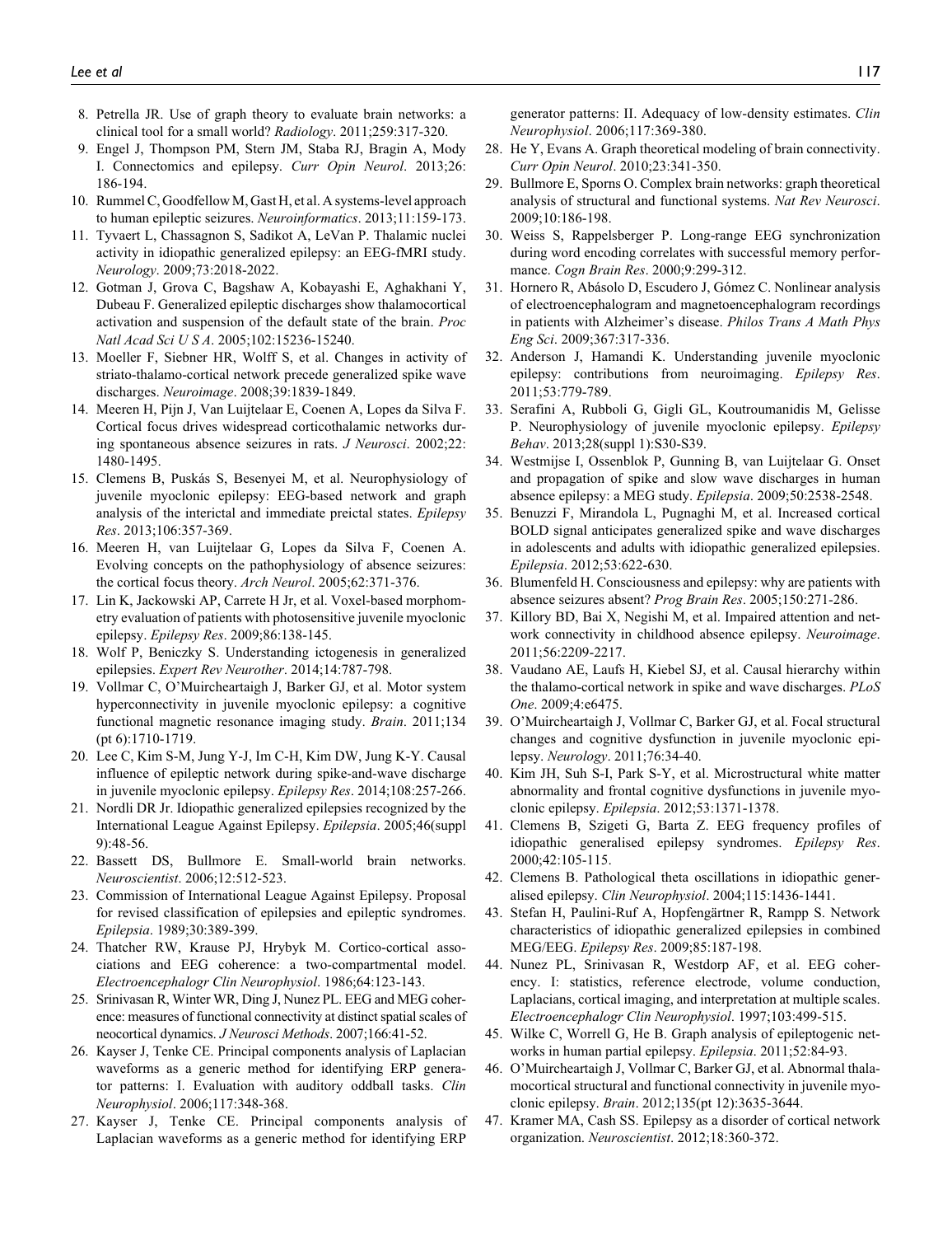8. Petrella JR. Use of graph theory to evaluate brain networks: a clinical tool for a small world? *Radiology*. 2011;259:317-320.
9. Engel J, Thompson PM, Stern JM, Staba RJ, Bragin A, Mody I. Connectomics and epilepsy. *Curr Opin Neurol*. 2013;26: 186-194.
10. Rummel C, Goodfellow M, Gast H, et al. A systems-level approach to human epileptic seizures. *Neuroinformatics*. 2013;11:159-173.
11. Tyvaert L, Chassagnon S, Sadikot A, LeVan P. Thalamic nuclei activity in idiopathic generalized epilepsy: an EEG-fMRI study. *Neurology*. 2009;73:2018-2022.
12. Gotman J, Grova C, Bagshaw A, Kobayashi E, Aghakhani Y, Dubeau F. Generalized epileptic discharges show thalamocortical activation and suspension of the default state of the brain. *Proc Natl Acad Sci U S A*. 2005;102:15236-15240.
13. Moeller F, Siebner HR, Wolff S, et al. Changes in activity of striato-thalamo-cortical network precede generalized spike wave discharges. *Neuroimage*. 2008;39:1839-1849.
14. Meeren H, Pijn J, Van Luijtelaar E, Coenen A, Lopes da Silva F. Cortical focus drives widespread corticothalamic networks during spontaneous absence seizures in rats. *J Neurosci*. 2002;22: 1480-1495.
15. Clemens B, Puskás S, Besenyei M, et al. Neurophysiology of juvenile myoclonic epilepsy: EEG-based network and graph analysis of the interictal and immediate preictal states. *Epilepsy Res*. 2013;106:357-369.
16. Meeren H, van Luijtelaar G, Lopes da Silva F, Coenen A. Evolving concepts on the pathophysiology of absence seizures: the cortical focus theory. *Arch Neurol*. 2005;62:371-376.
17. Lin K, Jackowski AP, Carrete H Jr, et al. Voxel-based morphometry evaluation of patients with photosensitive juvenile myoclonic epilepsy. *Epilepsy Res*. 2009;86:138-145.
18. Wolf P, Beniczky S. Understanding ictogenesis in generalized epilepsies. *Expert Rev Neurother*. 2014;14:787-798.
19. Vollmar C, O'Muircheartaigh J, Barker GJ, et al. Motor system hyperconnectivity in juvenile myoclonic epilepsy: a cognitive functional magnetic resonance imaging study. *Brain*. 2011;134 (pt 6):1710-1719.
20. Lee C, Kim S-M, Jung Y-J, Im C-H, Kim DW, Jung K-Y. Causal influence of epileptic network during spike-and-wave discharge in juvenile myoclonic epilepsy. *Epilepsy Res*. 2014;108:257-266.
21. Nordli DR Jr. Idiopathic generalized epilepsies recognized by the International League Against Epilepsy. *Epilepsia*. 2005;46(suppl 9):48-56.
22. Bassett DS, Bullmore E. Small-world brain networks. *Neuroscientist*. 2006;12:512-523.
23. Commission of International League Against Epilepsy. Proposal for revised classification of epilepsies and epileptic syndromes. *Epilepsia*. 1989;30:389-399.
24. Thatcher RW, Krause PJ, Hrybyk M. Cortico-cortical associations and EEG coherence: a two-compartmental model. *Electroencephalogr Clin Neurophysiol*. 1986;64:123-143.
25. Srinivasan R, Winter WR, Ding J, Nunez PL. EEG and MEG coherence: measures of functional connectivity at distinct spatial scales of neocortical dynamics. *J Neurosci Methods*. 2007;166:41-52.
26. Kayser J, Tenke CE. Principal components analysis of Laplacian waveforms as a generic method for identifying ERP generator patterns: I. Evaluation with auditory oddball tasks. *Clin Neurophysiol*. 2006;117:348-368.
27. Kayser J, Tenke CE. Principal components analysis of Laplacian waveforms as a generic method for identifying ERP generator patterns: II. Adequacy of low-density estimates. *Clin Neurophysiol*. 2006;117:369-380.
28. He Y, Evans A. Graph theoretical modeling of brain connectivity. *Curr Opin Neurol*. 2010;23:341-350.
29. Bullmore E, Sporns O. Complex brain networks: graph theoretical analysis of structural and functional systems. *Nat Rev Neurosci*. 2009;10:186-198.
30. Weiss S, Rappelsberger P. Long-range EEG synchronization during word encoding correlates with successful memory performance. *Cogn Brain Res*. 2000;9:299-312.
31. Hornero R, Abásolo D, Escudero J, Gómez C. Nonlinear analysis of electroencephalogram and magnetoencephalogram recordings in patients with Alzheimer's disease. *Philos Trans A Math Phys Eng Sci*. 2009;367:317-336.
32. Anderson J, Hamandi K. Understanding juvenile myoclonic epilepsy: contributions from neuroimaging. *Epilepsy Res*. 2011;53:779-789.
33. Serafini A, Rubboli G, Gigli GL, Koutroumanidis M, Gelisse P. Neurophysiology of juvenile myoclonic epilepsy. *Epilepsy Behav*. 2013;28(suppl 1):S30-S39.
34. Westmijse I, Ossenblok P, Gunning B, van Luijtelaar G. Onset and propagation of spike and slow wave discharges in human absence epilepsy: a MEG study. *Epilepsia*. 2009;50:2538-2548.
35. Benuzzi F, Mirandola L, Pugnaghi M, et al. Increased cortical BOLD signal anticipates generalized spike and wave discharges in adolescents and adults with idiopathic generalized epilepsies. *Epilepsia*. 2012;53:622-630.
36. Blumenfeld H. Consciousness and epilepsy: why are patients with absence seizures absent? *Prog Brain Res*. 2005;150:271-286.
37. Killory BD, Bai X, Negishi M, et al. Impaired attention and network connectivity in childhood absence epilepsy. *Neuroimage*. 2011;56:2209-2217.
38. Vaudano AE, Laufs H, Kiebel SJ, et al. Causal hierarchy within the thalamo-cortical network in spike and wave discharges. *PLoS One*. 2009;4:e6475.
39. O'Muircheartaigh J, Vollmar C, Barker GJ, et al. Focal structural changes and cognitive dysfunction in juvenile myoclonic epilepsy. *Neurology*. 2011;76:34-40.
40. Kim JH, Suh S-I, Park S-Y, et al. Microstructural white matter abnormality and frontal cognitive dysfunctions in juvenile myoclonic epilepsy. *Epilepsia*. 2012;53:1371-1378.
41. Clemens B, Szigeti G, Barta Z. EEG frequency profiles of idiopathic generalised epilepsy syndromes. *Epilepsy Res*. 2000;42:105-115.
42. Clemens B. Pathological theta oscillations in idiopathic generalised epilepsy. *Clin Neurophysiol*. 2004;115:1436-1441.
43. Stefan H, Paulini-Ruf A, Hopfengärtner R, Rampp S. Network characteristics of idiopathic generalized epilepsies in combined MEG/EEG. *Epilepsy Res*. 2009;85:187-198.
44. Nunez PL, Srinivasan R, Westdorp AF, et al. EEG coherency. I: statistics, reference electrode, volume conduction, Laplacians, cortical imaging, and interpretation at multiple scales. *Electroencephalogr Clin Neurophysiol*. 1997;103:499-515.
45. Wilke C, Worrell G, He B. Graph analysis of epileptogenic networks in human partial epilepsy. *Epilepsia*. 2011;52:84-93.
46. O'Muircheartaigh J, Vollmar C, Barker GJ, et al. Abnormal thalamocortical structural and functional connectivity in juvenile myoclonic epilepsy. *Brain*. 2012;135(pt 12):3635-3644.
47. Kramer MA, Cash SS. Epilepsy as a disorder of cortical network organization. *Neuroscientist*. 2012;18:360-372.